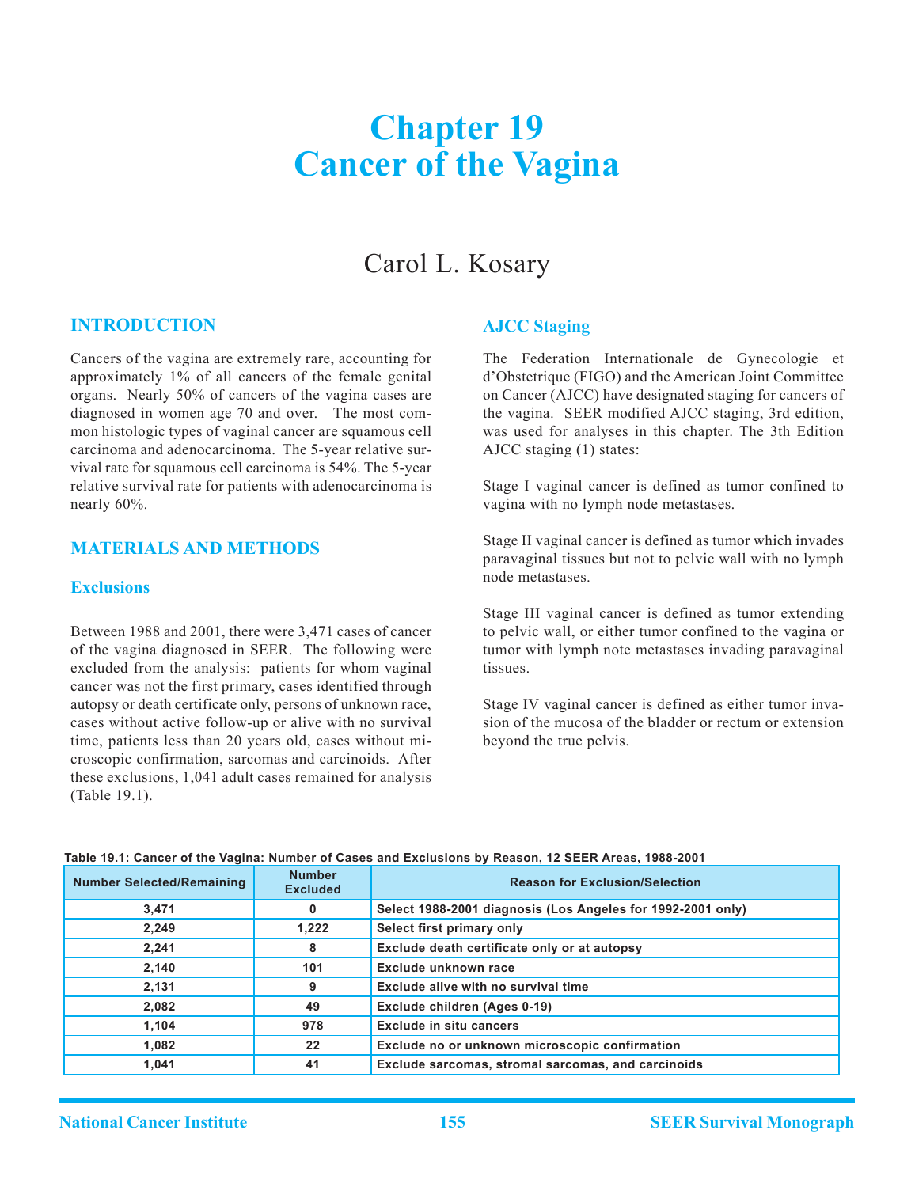# Chapter 19
# Cancer of the Vagina

Carol L. Kosary

## INTRODUCTION

Cancers of the vagina are extremely rare, accounting for approximately 1% of all cancers of the female genital organs. Nearly 50% of cancers of the vagina cases are diagnosed in women age 70 and over. The most common histologic types of vaginal cancer are squamous cell carcinoma and adenocarcinoma. The 5-year relative survival rate for squamous cell carcinoma is 54%. The 5-year relative survival rate for patients with adenocarcinoma is nearly 60%.

## MATERIALS AND METHODS

### Exclusions

Between 1988 and 2001, there were 3,471 cases of cancer of the vagina diagnosed in SEER. The following were excluded from the analysis: patients for whom vaginal cancer was not the first primary, cases identified through autopsy or death certificate only, persons of unknown race, cases without active follow-up or alive with no survival time, patients less than 20 years old, cases without microscopic confirmation, sarcomas and carcinoids. After these exclusions, 1,041 adult cases remained for analysis (Table 19.1).

### AJCC Staging

The Federation Internationale de Gynecologie et d'Obstetrique (FIGO) and the American Joint Committee on Cancer (AJCC) have designated staging for cancers of the vagina. SEER modified AJCC staging, 3rd edition, was used for analyses in this chapter. The 3th Edition AJCC staging (1) states:

Stage I vaginal cancer is defined as tumor confined to vagina with no lymph node metastases.

Stage II vaginal cancer is defined as tumor which invades paravaginal tissues but not to pelvic wall with no lymph node metastases.

Stage III vaginal cancer is defined as tumor extending to pelvic wall, or either tumor confined to the vagina or tumor with lymph note metastases invading paravaginal tissues.

Stage IV vaginal cancer is defined as either tumor invasion of the mucosa of the bladder or rectum or extension beyond the true pelvis.

**Table 19.1: Cancer of the Vagina: Number of Cases and Exclusions by Reason, 12 SEER Areas, 1988-2001**

| Number Selected/Remaining | Number Excluded | Reason for Exclusion/Selection |
|---|---|---|
| 3,471 | 0 | Select 1988-2001 diagnosis (Los Angeles for 1992-2001 only) |
| 2,249 | 1,222 | Select first primary only |
| 2,241 | 8 | Exclude death certificate only or at autopsy |
| 2,140 | 101 | Exclude unknown race |
| 2,131 | 9 | Exclude alive with no survival time |
| 2,082 | 49 | Exclude children (Ages 0-19) |
| 1,104 | 978 | Exclude in situ cancers |
| 1,082 | 22 | Exclude no or unknown microscopic confirmation |
| 1,041 | 41 | Exclude sarcomas, stromal sarcomas, and carcinoids |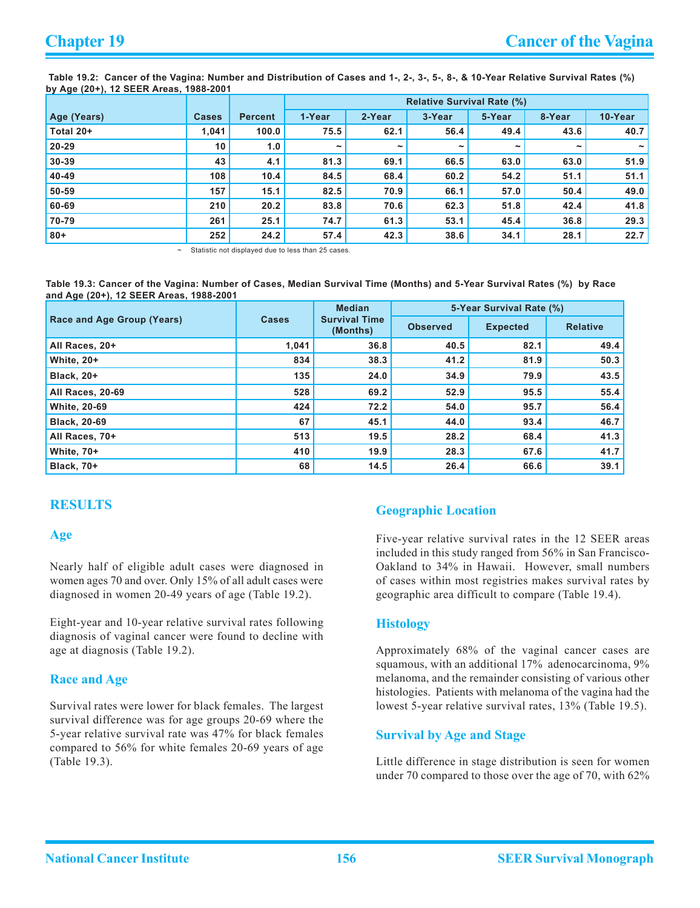**Table 19.2: Cancer of the Vagina: Number and Distribution of Cases and 1-, 2-, 3-, 5-, 8-, & 10-Year Relative Survival Rates (%) by Age (20+), 12 SEER Areas, 1988-2001**

| Age (Years) | Cases | Percent | Relative Survival Rate (%) | | | | | |
|---|---|---|---|---|---|---|---|---|
| | | | 1-Year | 2-Year | 3-Year | 5-Year | 8-Year | 10-Year |
| Total 20+ | 1,041 | 100.0 | 75.5 | 62.1 | 56.4 | 49.4 | 43.6 | 40.7 |
| 20-29 | 10 | 1.0 | ~ | ~ | ~ | ~ | ~ | ~ |
| 30-39 | 43 | 4.1 | 81.3 | 69.1 | 66.5 | 63.0 | 63.0 | 51.9 |
| 40-49 | 108 | 10.4 | 84.5 | 68.4 | 60.2 | 54.2 | 51.1 | 51.1 |
| 50-59 | 157 | 15.1 | 82.5 | 70.9 | 66.1 | 57.0 | 50.4 | 49.0 |
| 60-69 | 210 | 20.2 | 83.8 | 70.6 | 62.3 | 51.8 | 42.4 | 41.8 |
| 70-79 | 261 | 25.1 | 74.7 | 61.3 | 53.1 | 45.4 | 36.8 | 29.3 |
| 80+ | 252 | 24.2 | 57.4 | 42.3 | 38.6 | 34.1 | 28.1 | 22.7 |

~ Statistic not displayed due to less than 25 cases.

**Table 19.3: Cancer of the Vagina: Number of Cases, Median Survival Time (Months) and 5-Year Survival Rates (%) by Race and Age (20+), 12 SEER Areas, 1988-2001**

| Race and Age Group (Years) | Cases | Median Survival Time (Months) | 5-Year Survival Rate (%) | | |
|---|---|---|---|---|---|
| | | | Observed | Expected | Relative |
| All Races, 20+ | 1,041 | 36.8 | 40.5 | 82.1 | 49.4 |
| White, 20+ | 834 | 38.3 | 41.2 | 81.9 | 50.3 |
| Black, 20+ | 135 | 24.0 | 34.9 | 79.9 | 43.5 |
| All Races, 20-69 | 528 | 69.2 | 52.9 | 95.5 | 55.4 |
| White, 20-69 | 424 | 72.2 | 54.0 | 95.7 | 56.4 |
| Black, 20-69 | 67 | 45.1 | 44.0 | 93.4 | 46.7 |
| All Races, 70+ | 513 | 19.5 | 28.2 | 68.4 | 41.3 |
| White, 70+ | 410 | 19.9 | 28.3 | 67.6 | 41.7 |
| Black, 70+ | 68 | 14.5 | 26.4 | 66.6 | 39.1 |

## RESULTS

### Age

Nearly half of eligible adult cases were diagnosed in women ages 70 and over. Only 15% of all adult cases were diagnosed in women 20-49 years of age (Table 19.2).

Eight-year and 10-year relative survival rates following diagnosis of vaginal cancer were found to decline with age at diagnosis (Table 19.2).

### Race and Age

Survival rates were lower for black females. The largest survival difference was for age groups 20-69 where the 5-year relative survival rate was 47% for black females compared to 56% for white females 20-69 years of age (Table 19.3).

### Geographic Location

Five-year relative survival rates in the 12 SEER areas included in this study ranged from 56% in San Francisco-Oakland to 34% in Hawaii. However, small numbers of cases within most registries makes survival rates by geographic area difficult to compare (Table 19.4).

### Histology

Approximately 68% of the vaginal cancer cases are squamous, with an additional 17% adenocarcinoma, 9% melanoma, and the remainder consisting of various other histologies. Patients with melanoma of the vagina had the lowest 5-year relative survival rates, 13% (Table 19.5).

### Survival by Age and Stage

Little difference in stage distribution is seen for women under 70 compared to those over the age of 70, with 62%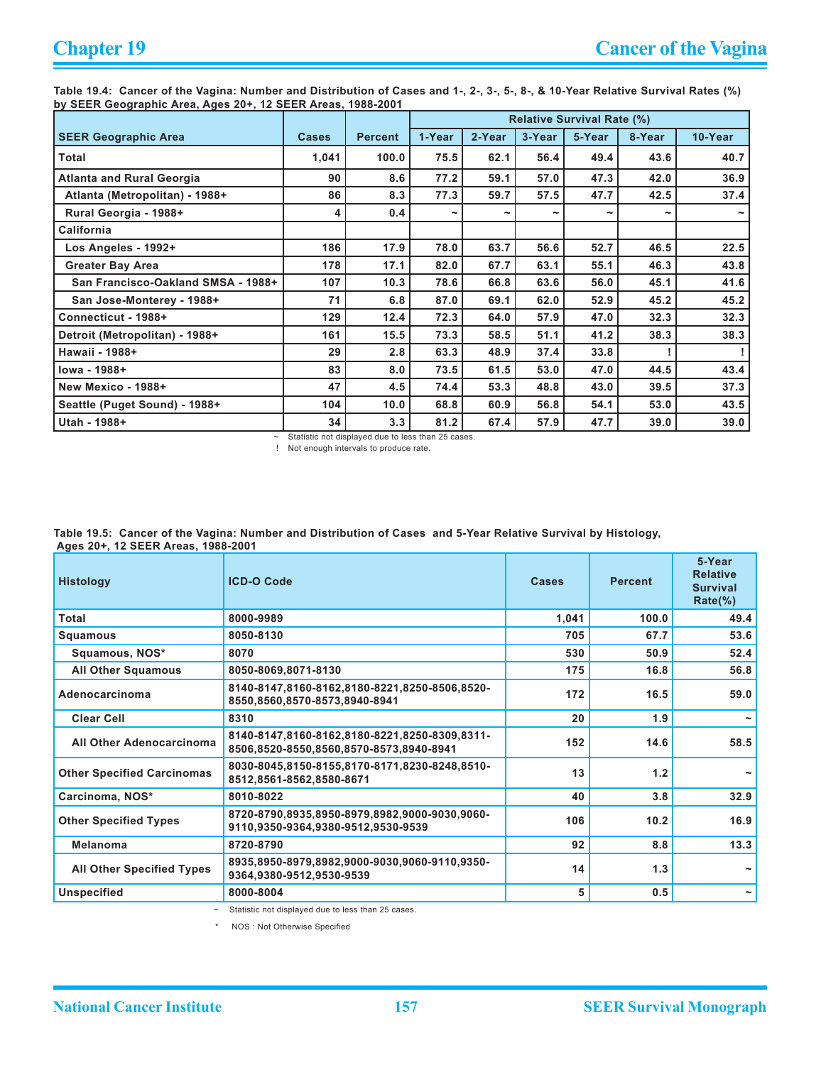Table 19.4: Cancer of the Vagina: Number and Distribution of Cases and 1-, 2-, 3-, 5-, 8-, & 10-Year Relative Survival Rates (%) by SEER Geographic Area, Ages 20+, 12 SEER Areas, 1988-2001

| SEER Geographic Area | Cases | Percent | Relative Survival Rate (%) | | | | | |
|---|---|---|---|---|---|---|---|---|
| | | | 1-Year | 2-Year | 3-Year | 5-Year | 8-Year | 10-Year |
| Total | 1,041 | 100.0 | 75.5 | 62.1 | 56.4 | 49.4 | 43.6 | 40.7 |
| Atlanta and Rural Georgia | 90 | 8.6 | 77.2 | 59.1 | 57.0 | 47.3 | 42.0 | 36.9 |
| Atlanta (Metropolitan) - 1988+ | 86 | 8.3 | 77.3 | 59.7 | 57.5 | 47.7 | 42.5 | 37.4 |
| Rural Georgia - 1988+ | 4 | 0.4 | ~ | ~ | ~ | ~ | ~ | ~ |
| California | | | | | | | | |
| Los Angeles - 1992+ | 186 | 17.9 | 78.0 | 63.7 | 56.6 | 52.7 | 46.5 | 22.5 |
| Greater Bay Area | 178 | 17.1 | 82.0 | 67.7 | 63.1 | 55.1 | 46.3 | 43.8 |
| San Francisco-Oakland SMSA - 1988+ | 107 | 10.3 | 78.6 | 66.8 | 63.6 | 56.0 | 45.1 | 41.6 |
| San Jose-Monterey - 1988+ | 71 | 6.8 | 87.0 | 69.1 | 62.0 | 52.9 | 45.2 | 45.2 |
| Connecticut - 1988+ | 129 | 12.4 | 72.3 | 64.0 | 57.9 | 47.0 | 32.3 | 32.3 |
| Detroit (Metropolitan) - 1988+ | 161 | 15.5 | 73.3 | 58.5 | 51.1 | 41.2 | 38.3 | 38.3 |
| Hawaii - 1988+ | 29 | 2.8 | 63.3 | 48.9 | 37.4 | 33.8 | ! | ! |
| Iowa - 1988+ | 83 | 8.0 | 73.5 | 61.5 | 53.0 | 47.0 | 44.5 | 43.4 |
| New Mexico - 1988+ | 47 | 4.5 | 74.4 | 53.3 | 48.8 | 43.0 | 39.5 | 37.3 |
| Seattle (Puget Sound) - 1988+ | 104 | 10.0 | 68.8 | 60.9 | 56.8 | 54.1 | 53.0 | 43.5 |
| Utah - 1988+ | 34 | 3.3 | 81.2 | 67.4 | 57.9 | 47.7 | 39.0 | 39.0 |

~ Statistic not displayed due to less than 25 cases.
! Not enough intervals to produce rate.

Table 19.5: Cancer of the Vagina: Number and Distribution of Cases and 5-Year Relative Survival by Histology, Ages 20+, 12 SEER Areas, 1988-2001

| Histology | ICD-O Code | Cases | Percent | 5-Year Relative Survival Rate(%) |
|---|---|---|---|---|
| Total | 8000-9989 | 1,041 | 100.0 | 49.4 |
| Squamous | 8050-8130 | 705 | 67.7 | 53.6 |
| Squamous, NOS* | 8070 | 530 | 50.9 | 52.4 |
| All Other Squamous | 8050-8069,8071-8130 | 175 | 16.8 | 56.8 |
| Adenocarcinoma | 8140-8147,8160-8162,8180-8221,8250-8506,8520-8550,8560,8570-8573,8940-8941 | 172 | 16.5 | 59.0 |
| Clear Cell | 8310 | 20 | 1.9 | ~ |
| All Other Adenocarcinoma | 8140-8147,8160-8162,8180-8221,8250-8309,8311-8506,8520-8550,8560,8570-8573,8940-8941 | 152 | 14.6 | 58.5 |
| Other Specified Carcinomas | 8030-8045,8150-8155,8170-8171,8230-8248,8510-8512,8561-8562,8580-8671 | 13 | 1.2 | ~ |
| Carcinoma, NOS* | 8010-8022 | 40 | 3.8 | 32.9 |
| Other Specified Types | 8720-8790,8935,8950-8979,8982,9000-9030,9060-9110,9350-9364,9380-9512,9530-9539 | 106 | 10.2 | 16.9 |
| Melanoma | 8720-8790 | 92 | 8.8 | 13.3 |
| All Other Specified Types | 8935,8950-8979,8982,9000-9030,9060-9110,9350-9364,9380-9512,9530-9539 | 14 | 1.3 | ~ |
| Unspecified | 8000-8004 | 5 | 0.5 | ~ |

~ Statistic not displayed due to less than 25 cases.

\* NOS : Not Otherwise Specified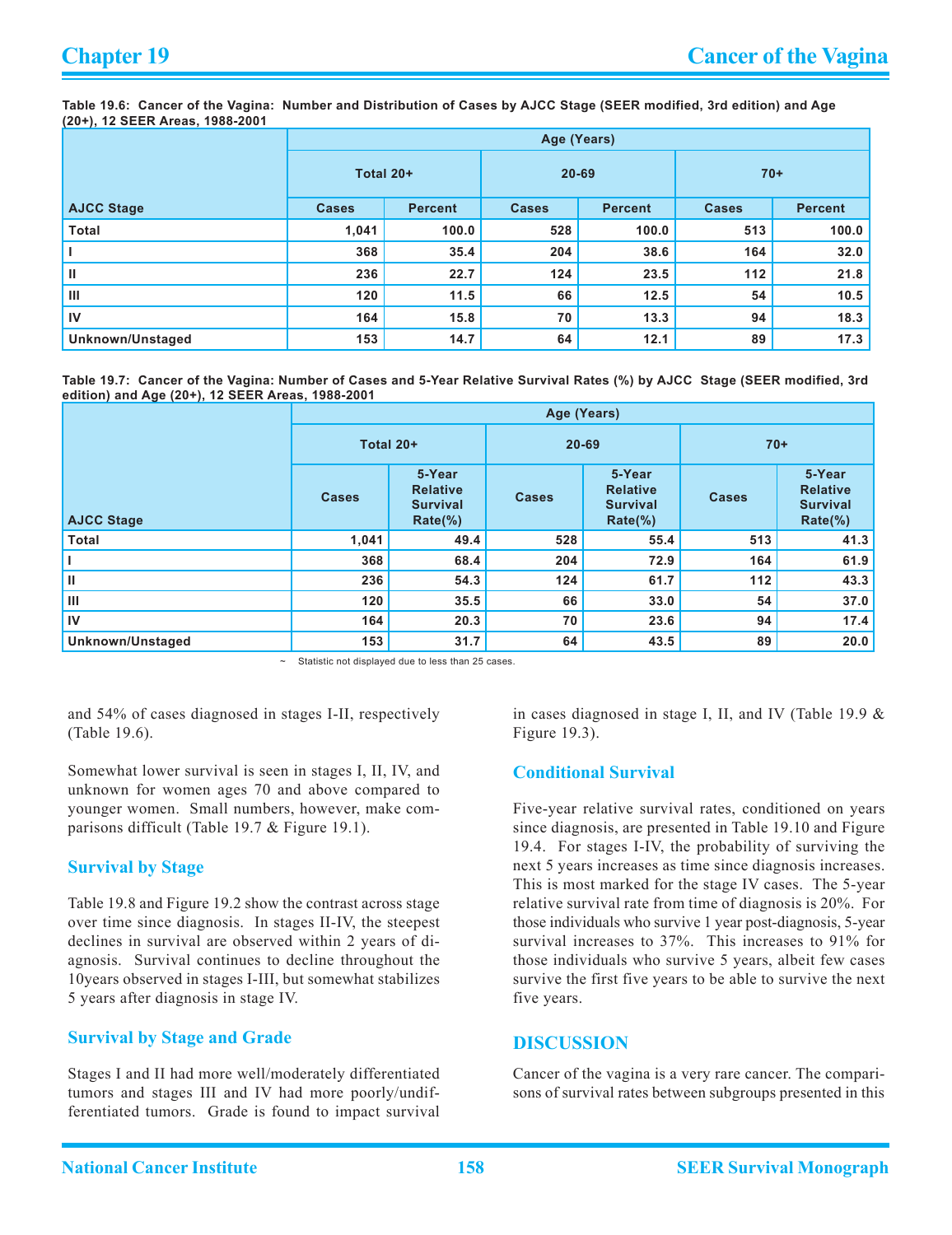**Table 19.6: Cancer of the Vagina: Number and Distribution of Cases by AJCC Stage (SEER modified, 3rd edition) and Age (20+), 12 SEER Areas, 1988-2001**

| | Age (Years) | | | | | |
|---|---|---|---|---|---|---|
| | Total 20+ | | 20-69 | | 70+ | |
| AJCC Stage | Cases | Percent | Cases | Percent | Cases | Percent |
| **Total** | 1,041 | 100.0 | 528 | 100.0 | 513 | 100.0 |
| **I** | 368 | 35.4 | 204 | 38.6 | 164 | 32.0 |
| **II** | 236 | 22.7 | 124 | 23.5 | 112 | 21.8 |
| **III** | 120 | 11.5 | 66 | 12.5 | 54 | 10.5 |
| **IV** | 164 | 15.8 | 70 | 13.3 | 94 | 18.3 |
| **Unknown/Unstaged** | 153 | 14.7 | 64 | 12.1 | 89 | 17.3 |

**Table 19.7: Cancer of the Vagina: Number of Cases and 5-Year Relative Survival Rates (%) by AJCC Stage (SEER modified, 3rd edition) and Age (20+), 12 SEER Areas, 1988-2001**

| | Age (Years) | | | | | |
|---|---|---|---|---|---|---|
| | Total 20+ | | 20-69 | | 70+ | |
| AJCC Stage | Cases | 5-Year Relative Survival Rate(%) | Cases | 5-Year Relative Survival Rate(%) | Cases | 5-Year Relative Survival Rate(%) |
| **Total** | 1,041 | 49.4 | 528 | 55.4 | 513 | 41.3 |
| **I** | 368 | 68.4 | 204 | 72.9 | 164 | 61.9 |
| **II** | 236 | 54.3 | 124 | 61.7 | 112 | 43.3 |
| **III** | 120 | 35.5 | 66 | 33.0 | 54 | 37.0 |
| **IV** | 164 | 20.3 | 70 | 23.6 | 94 | 17.4 |
| **Unknown/Unstaged** | 153 | 31.7 | 64 | 43.5 | 89 | 20.0 |

~ Statistic not displayed due to less than 25 cases.

and 54% of cases diagnosed in stages I-II, respectively (Table 19.6).

Somewhat lower survival is seen in stages I, II, IV, and unknown for women ages 70 and above compared to younger women. Small numbers, however, make comparisons difficult (Table 19.7 & Figure 19.1).

## Survival by Stage

Table 19.8 and Figure 19.2 show the contrast across stage over time since diagnosis. In stages II-IV, the steepest declines in survival are observed within 2 years of diagnosis. Survival continues to decline throughout the 10years observed in stages I-III, but somewhat stabilizes 5 years after diagnosis in stage IV.

## Survival by Stage and Grade

Stages I and II had more well/moderately differentiated tumors and stages III and IV had more poorly/undifferentiated tumors. Grade is found to impact survival in cases diagnosed in stage I, II, and IV (Table 19.9 & Figure 19.3).

## Conditional Survival

Five-year relative survival rates, conditioned on years since diagnosis, are presented in Table 19.10 and Figure 19.4. For stages I-IV, the probability of surviving the next 5 years increases as time since diagnosis increases. This is most marked for the stage IV cases. The 5-year relative survival rate from time of diagnosis is 20%. For those individuals who survive 1 year post-diagnosis, 5-year survival increases to 37%. This increases to 91% for those individuals who survive 5 years, albeit few cases survive the first five years to be able to survive the next five years.

# DISCUSSION

Cancer of the vagina is a very rare cancer. The comparisons of survival rates between subgroups presented in this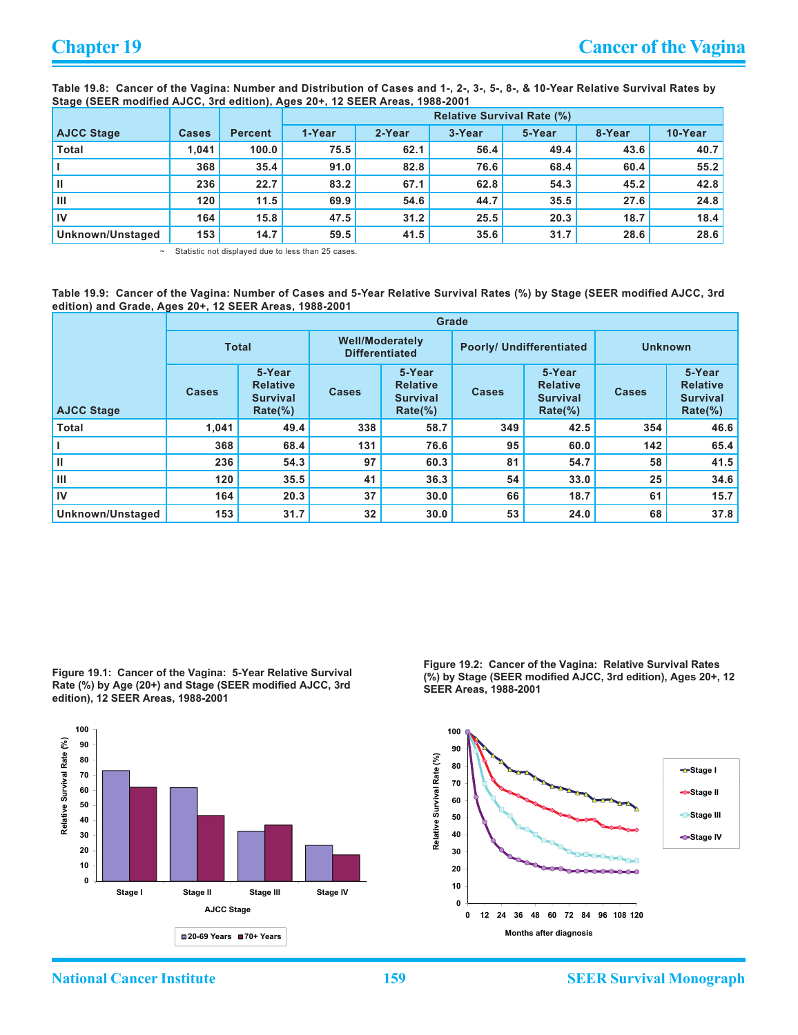**Table 19.8: Cancer of the Vagina: Number and Distribution of Cases and 1-, 2-, 3-, 5-, 8-, & 10-Year Relative Survival Rates by Stage (SEER modified AJCC, 3rd edition), Ages 20+, 12 SEER Areas, 1988-2001**

| AJCC Stage | Cases | Percent | Relative Survival Rate (%) | | | | | |
|---|---|---|---|---|---|---|---|---|
| | | | 1-Year | 2-Year | 3-Year | 5-Year | 8-Year | 10-Year |
| Total | 1,041 | 100.0 | 75.5 | 62.1 | 56.4 | 49.4 | 43.6 | 40.7 |
| I | 368 | 35.4 | 91.0 | 82.8 | 76.6 | 68.4 | 60.4 | 55.2 |
| II | 236 | 22.7 | 83.2 | 67.1 | 62.8 | 54.3 | 45.2 | 42.8 |
| III | 120 | 11.5 | 69.9 | 54.6 | 44.7 | 35.5 | 27.6 | 24.8 |
| IV | 164 | 15.8 | 47.5 | 31.2 | 25.5 | 20.3 | 18.7 | 18.4 |
| Unknown/Unstaged | 153 | 14.7 | 59.5 | 41.5 | 35.6 | 31.7 | 28.6 | 28.6 |

~ Statistic not displayed due to less than 25 cases.

**Table 19.9: Cancer of the Vagina: Number of Cases and 5-Year Relative Survival Rates (%) by Stage (SEER modified AJCC, 3rd edition) and Grade, Ages 20+, 12 SEER Areas, 1988-2001**

| AJCC Stage | Grade | | | | | | | |
|---|---|---|---|---|---|---|---|---|
| | Total | | Well/Moderately Differentiated | | Poorly/ Undifferentiated | | Unknown | |
| | Cases | 5-Year Relative Survival Rate(%) | Cases | 5-Year Relative Survival Rate(%) | Cases | 5-Year Relative Survival Rate(%) | Cases | 5-Year Relative Survival Rate(%) |
| Total | 1,041 | 49.4 | 338 | 58.7 | 349 | 42.5 | 354 | 46.6 |
| I | 368 | 68.4 | 131 | 76.6 | 95 | 60.0 | 142 | 65.4 |
| II | 236 | 54.3 | 97 | 60.3 | 81 | 54.7 | 58 | 41.5 |
| III | 120 | 35.5 | 41 | 36.3 | 54 | 33.0 | 25 | 34.6 |
| IV | 164 | 20.3 | 37 | 30.0 | 66 | 18.7 | 61 | 15.7 |
| Unknown/Unstaged | 153 | 31.7 | 32 | 30.0 | 53 | 24.0 | 68 | 37.8 |

**Figure 19.1: Cancer of the Vagina: 5-Year Relative Survival Rate (%) by Age (20+) and Stage (SEER modified AJCC, 3rd edition), 12 SEER Areas, 1988-2001**

**Figure 19.2: Cancer of the Vagina: Relative Survival Rates (%) by Stage (SEER modified AJCC, 3rd edition), Ages 20+, 12 SEER Areas, 1988-2001**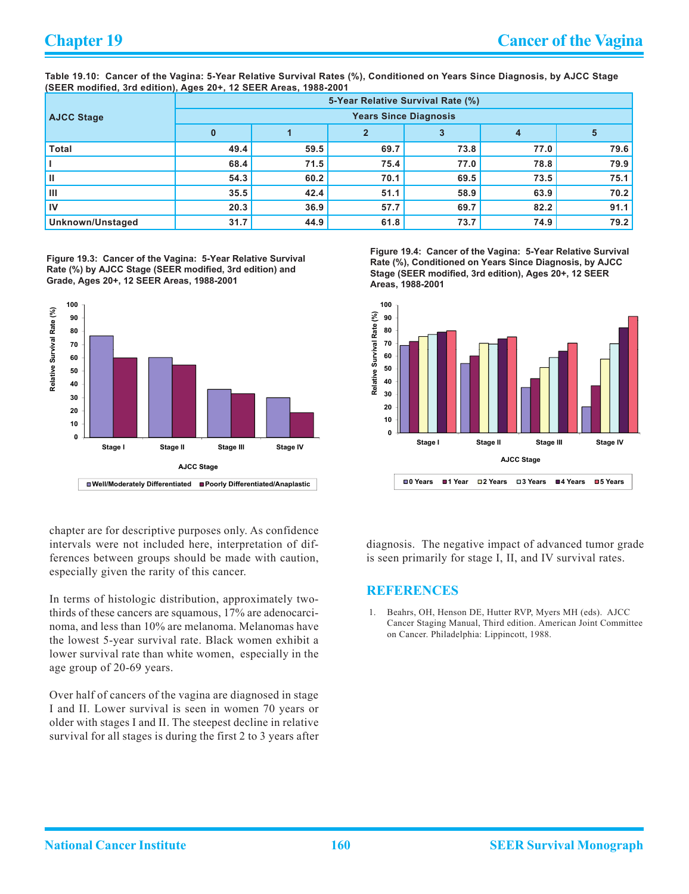Table 19.10: Cancer of the Vagina: 5-Year Relative Survival Rates (%), Conditioned on Years Since Diagnosis, by AJCC Stage (SEER modified, 3rd edition), Ages 20+, 12 SEER Areas, 1988-2001

| AJCC Stage | 5-Year Relative Survival Rate (%) | | | | | |
|---|---|---|---|---|---|---|
| | Years Since Diagnosis | | | | | |
| | 0 | 1 | 2 | 3 | 4 | 5 |
| Total | 49.4 | 59.5 | 69.7 | 73.8 | 77.0 | 79.6 |
| I | 68.4 | 71.5 | 75.4 | 77.0 | 78.8 | 79.9 |
| II | 54.3 | 60.2 | 70.1 | 69.5 | 73.5 | 75.1 |
| III | 35.5 | 42.4 | 51.1 | 58.9 | 63.9 | 70.2 |
| IV | 20.3 | 36.9 | 57.7 | 69.7 | 82.2 | 91.1 |
| Unknown/Unstaged | 31.7 | 44.9 | 61.8 | 73.7 | 74.9 | 79.2 |

Figure 19.3: Cancer of the Vagina: 5-Year Relative Survival Rate (%) by AJCC Stage (SEER modified, 3rd edition) and Grade, Ages 20+, 12 SEER Areas, 1988-2001

Relative Survival Rate (%)
100
90
80
70
60
50
40
30
20
10
0
Stage I
Stage II
Stage III
Stage IV
AJCC Stage
Well/Moderately Differentiated
Poorly Differentiated/Anaplastic

Figure 19.4: Cancer of the Vagina: 5-Year Relative Survival Rate (%), Conditioned on Years Since Diagnosis, by AJCC Stage (SEER modified, 3rd edition), Ages 20+, 12 SEER Areas, 1988-2001

Relative Survival Rate (%)
100
90
80
70
60
50
40
30
20
10
0
Stage I
Stage II
Stage III
Stage IV
AJCC Stage
0 Years
1 Year
2 Years
3 Years
4 Years
5 Years

chapter are for descriptive purposes only. As confidence intervals were not included here, interpretation of differences between groups should be made with caution, especially given the rarity of this cancer.

In terms of histologic distribution, approximately two-thirds of these cancers are squamous, 17% are adenocarcinoma, and less than 10% are melanoma. Melanomas have the lowest 5-year survival rate. Black women exhibit a lower survival rate than white women, especially in the age group of 20-69 years.

Over half of cancers of the vagina are diagnosed in stage I and II. Lower survival is seen in women 70 years or older with stages I and II. The steepest decline in relative survival for all stages is during the first 2 to 3 years after diagnosis. The negative impact of advanced tumor grade is seen primarily for stage I, II, and IV survival rates.

## REFERENCES

1. Beahrs, OH, Henson DE, Hutter RVP, Myers MH (eds). AJCC Cancer Staging Manual, Third edition. American Joint Committee on Cancer. Philadelphia: Lippincott, 1988.